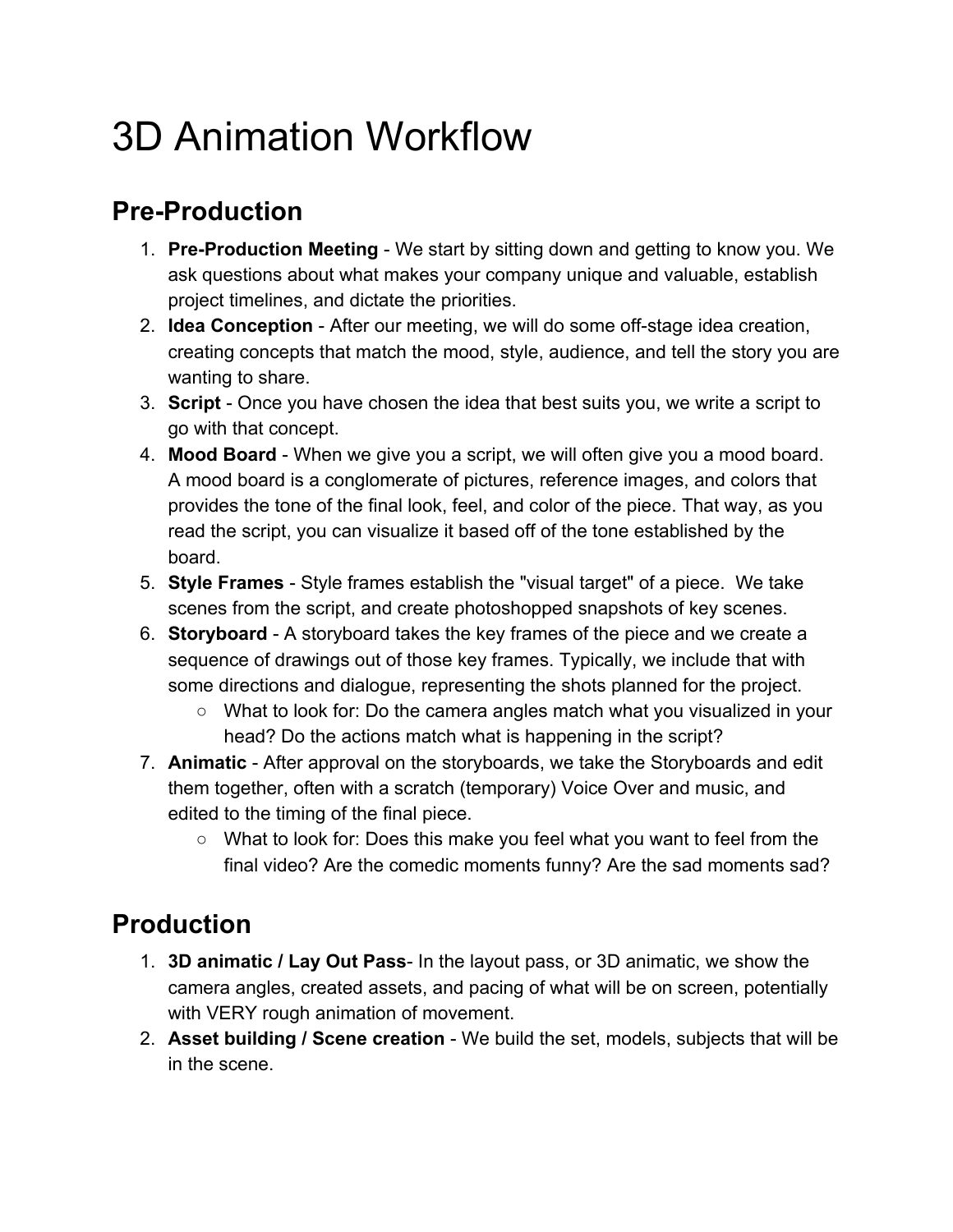# 3D Animation Workflow

## Pre-Production

1. **Pre-Production Meeting** - We start by sitting down and getting to know you. We ask questions about what makes your company unique and valuable, establish project timelines, and dictate the priorities.
2. **Idea Conception** - After our meeting, we will do some off-stage idea creation, creating concepts that match the mood, style, audience, and tell the story you are wanting to share.
3. **Script** - Once you have chosen the idea that best suits you, we write a script to go with that concept.
4. **Mood Board** - When we give you a script, we will often give you a mood board. A mood board is a conglomerate of pictures, reference images, and colors that provides the tone of the final look, feel, and color of the piece. That way, as you read the script, you can visualize it based off of the tone established by the board.
5. **Style Frames** - Style frames establish the "visual target" of a piece. We take scenes from the script, and create photoshopped snapshots of key scenes.
6. **Storyboard** - A storyboard takes the key frames of the piece and we create a sequence of drawings out of those key frames. Typically, we include that with some directions and dialogue, representing the shots planned for the project.
   - What to look for: Do the camera angles match what you visualized in your head? Do the actions match what is happening in the script?
7. **Animatic** - After approval on the storyboards, we take the Storyboards and edit them together, often with a scratch (temporary) Voice Over and music, and edited to the timing of the final piece.
   - What to look for: Does this make you feel what you want to feel from the final video? Are the comedic moments funny? Are the sad moments sad?

## Production

1. **3D animatic / Lay Out Pass**- In the layout pass, or 3D animatic, we show the camera angles, created assets, and pacing of what will be on screen, potentially with VERY rough animation of movement.
2. **Asset building / Scene creation** - We build the set, models, subjects that will be in the scene.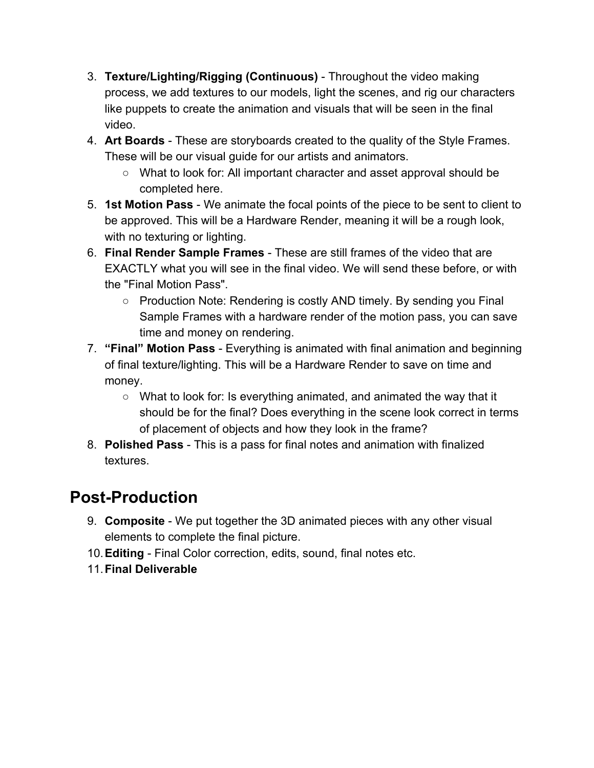3. **Texture/Lighting/Rigging (Continuous)** - Throughout the video making process, we add textures to our models, light the scenes, and rig our characters like puppets to create the animation and visuals that will be seen in the final video.
4. **Art Boards** - These are storyboards created to the quality of the Style Frames. These will be our visual guide for our artists and animators.
   - What to look for: All important character and asset approval should be completed here.
5. **1st Motion Pass** - We animate the focal points of the piece to be sent to client to be approved. This will be a Hardware Render, meaning it will be a rough look, with no texturing or lighting.
6. **Final Render Sample Frames** - These are still frames of the video that are EXACTLY what you will see in the final video. We will send these before, or with the "Final Motion Pass".
   - Production Note: Rendering is costly AND timely. By sending you Final Sample Frames with a hardware render of the motion pass, you can save time and money on rendering.
7. **"Final" Motion Pass** - Everything is animated with final animation and beginning of final texture/lighting. This will be a Hardware Render to save on time and money.
   - What to look for: Is everything animated, and animated the way that it should be for the final? Does everything in the scene look correct in terms of placement of objects and how they look in the frame?
8. **Polished Pass** - This is a pass for final notes and animation with finalized textures.

## Post-Production

9. **Composite** - We put together the 3D animated pieces with any other visual elements to complete the final picture.
10. **Editing** - Final Color correction, edits, sound, final notes etc.
11. **Final Deliverable**